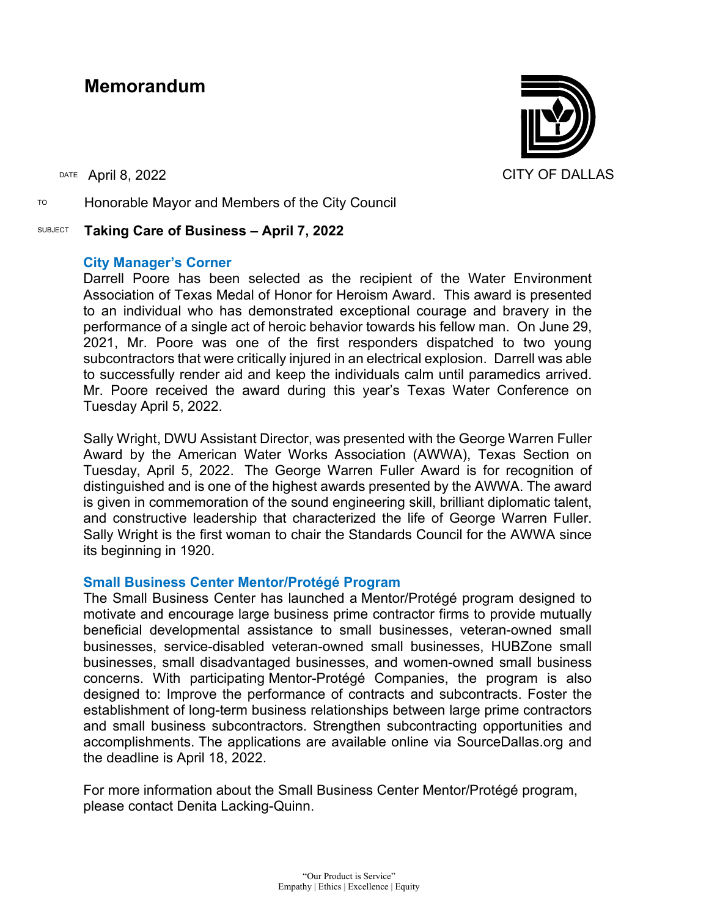# Memorandum

CITY OF DALLAS

DATE April 8, 2022

TO Honorable Mayor and Members of the City Council

SUBJECT **Taking Care of Business – April 7, 2022**

## City Manager's Corner

Darrell Poore has been selected as the recipient of the Water Environment Association of Texas Medal of Honor for Heroism Award. This award is presented to an individual who has demonstrated exceptional courage and bravery in the performance of a single act of heroic behavior towards his fellow man. On June 29, 2021, Mr. Poore was one of the first responders dispatched to two young subcontractors that were critically injured in an electrical explosion. Darrell was able to successfully render aid and keep the individuals calm until paramedics arrived. Mr. Poore received the award during this year's Texas Water Conference on Tuesday April 5, 2022.

Sally Wright, DWU Assistant Director, was presented with the George Warren Fuller Award by the American Water Works Association (AWWA), Texas Section on Tuesday, April 5, 2022. The George Warren Fuller Award is for recognition of distinguished and is one of the highest awards presented by the AWWA. The award is given in commemoration of the sound engineering skill, brilliant diplomatic talent, and constructive leadership that characterized the life of George Warren Fuller. Sally Wright is the first woman to chair the Standards Council for the AWWA since its beginning in 1920.

## Small Business Center Mentor/Protégé Program

The Small Business Center has launched a Mentor/Protégé program designed to motivate and encourage large business prime contractor firms to provide mutually beneficial developmental assistance to small businesses, veteran-owned small businesses, service-disabled veteran-owned small businesses, HUBZone small businesses, small disadvantaged businesses, and women-owned small business concerns. With participating Mentor-Protégé Companies, the program is also designed to: Improve the performance of contracts and subcontracts. Foster the establishment of long-term business relationships between large prime contractors and small business subcontractors. Strengthen subcontracting opportunities and accomplishments. The applications are available online via SourceDallas.org and the deadline is April 18, 2022.

For more information about the Small Business Center Mentor/Protégé program, please contact Denita Lacking-Quinn.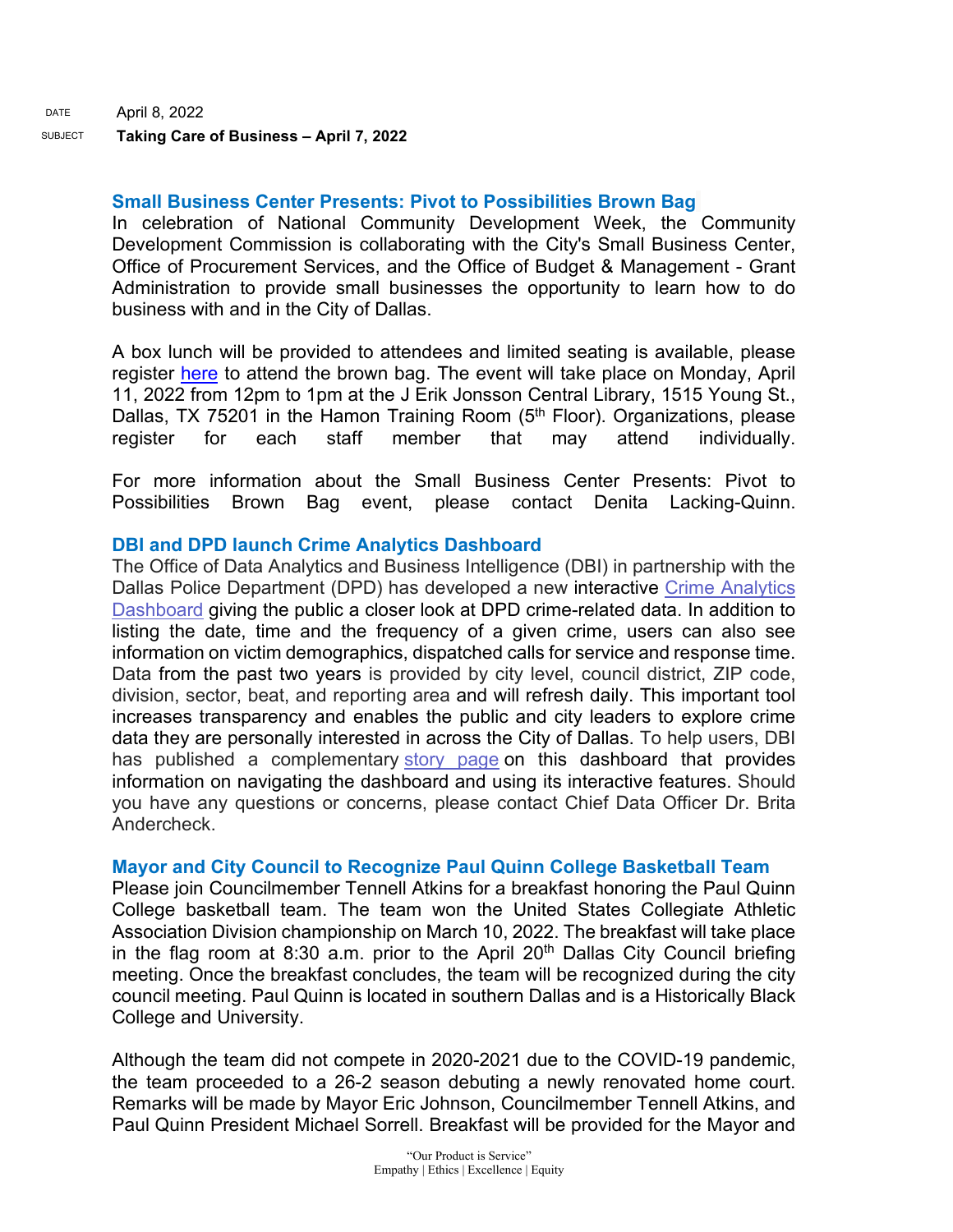DATE April 8, 2022

SUBJECT **Taking Care of Business – April 7, 2022**

### Small Business Center Presents: Pivot to Possibilities Brown Bag

In celebration of National Community Development Week, the Community Development Commission is collaborating with the City's Small Business Center, Office of Procurement Services, and the Office of Budget & Management - Grant Administration to provide small businesses the opportunity to learn how to do business with and in the City of Dallas.

A box lunch will be provided to attendees and limited seating is available, please register here to attend the brown bag. The event will take place on Monday, April 11, 2022 from 12pm to 1pm at the J Erik Jonsson Central Library, 1515 Young St., Dallas, TX 75201 in the Hamon Training Room (5th Floor). Organizations, please register for each staff member that may attend individually.

For more information about the Small Business Center Presents: Pivot to Possibilities Brown Bag event, please contact Denita Lacking-Quinn.

### DBI and DPD launch Crime Analytics Dashboard

The Office of Data Analytics and Business Intelligence (DBI) in partnership with the Dallas Police Department (DPD) has developed a new interactive Crime Analytics Dashboard giving the public a closer look at DPD crime-related data. In addition to listing the date, time and the frequency of a given crime, users can also see information on victim demographics, dispatched calls for service and response time. Data from the past two years is provided by city level, council district, ZIP code, division, sector, beat, and reporting area and will refresh daily. This important tool increases transparency and enables the public and city leaders to explore crime data they are personally interested in across the City of Dallas. To help users, DBI has published a complementary story page on this dashboard that provides information on navigating the dashboard and using its interactive features. Should you have any questions or concerns, please contact Chief Data Officer Dr. Brita Andercheck.

### Mayor and City Council to Recognize Paul Quinn College Basketball Team

Please join Councilmember Tennell Atkins for a breakfast honoring the Paul Quinn College basketball team. The team won the United States Collegiate Athletic Association Division championship on March 10, 2022. The breakfast will take place in the flag room at 8:30 a.m. prior to the April 20th Dallas City Council briefing meeting. Once the breakfast concludes, the team will be recognized during the city council meeting. Paul Quinn is located in southern Dallas and is a Historically Black College and University.

Although the team did not compete in 2020-2021 due to the COVID-19 pandemic, the team proceeded to a 26-2 season debuting a newly renovated home court. Remarks will be made by Mayor Eric Johnson, Councilmember Tennell Atkins, and Paul Quinn President Michael Sorrell. Breakfast will be provided for the Mayor and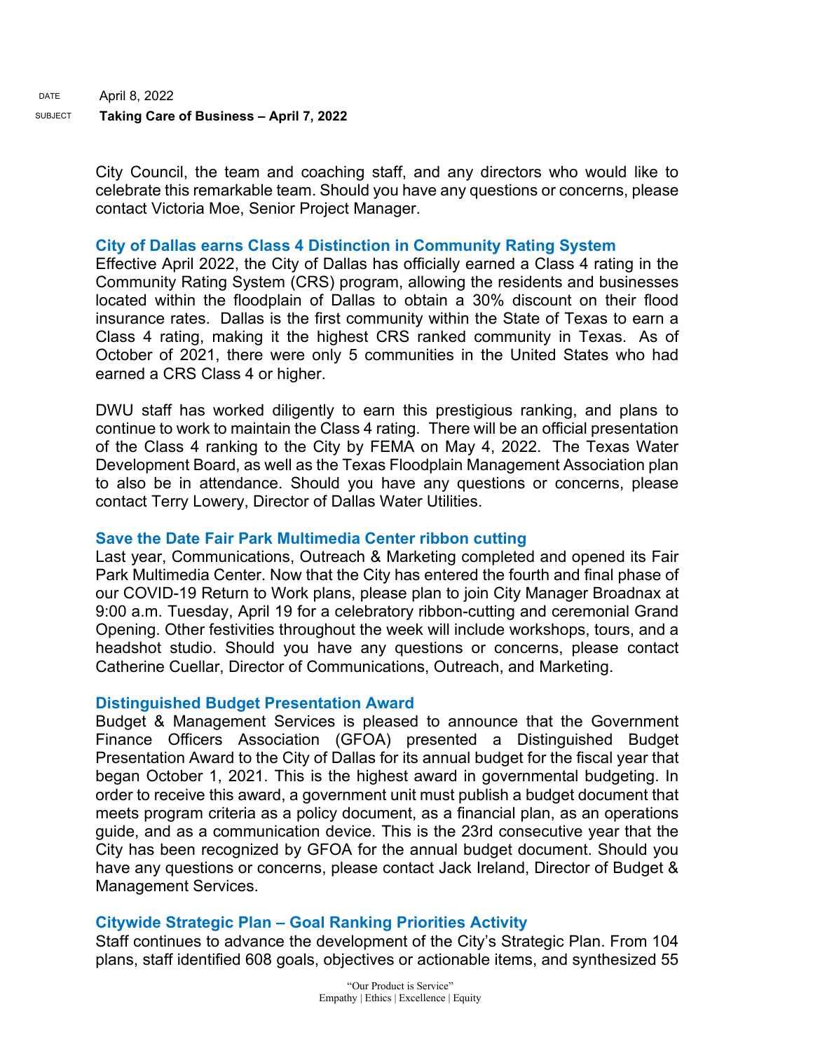City Council, the team and coaching staff, and any directors who would like to celebrate this remarkable team. Should you have any questions or concerns, please contact Victoria Moe, Senior Project Manager.

## City of Dallas earns Class 4 Distinction in Community Rating System

Effective April 2022, the City of Dallas has officially earned a Class 4 rating in the Community Rating System (CRS) program, allowing the residents and businesses located within the floodplain of Dallas to obtain a 30% discount on their flood insurance rates. Dallas is the first community within the State of Texas to earn a Class 4 rating, making it the highest CRS ranked community in Texas. As of October of 2021, there were only 5 communities in the United States who had earned a CRS Class 4 or higher.

DWU staff has worked diligently to earn this prestigious ranking, and plans to continue to work to maintain the Class 4 rating. There will be an official presentation of the Class 4 ranking to the City by FEMA on May 4, 2022. The Texas Water Development Board, as well as the Texas Floodplain Management Association plan to also be in attendance. Should you have any questions or concerns, please contact Terry Lowery, Director of Dallas Water Utilities.

## Save the Date Fair Park Multimedia Center ribbon cutting

Last year, Communications, Outreach & Marketing completed and opened its Fair Park Multimedia Center. Now that the City has entered the fourth and final phase of our COVID-19 Return to Work plans, please plan to join City Manager Broadnax at 9:00 a.m. Tuesday, April 19 for a celebratory ribbon-cutting and ceremonial Grand Opening. Other festivities throughout the week will include workshops, tours, and a headshot studio. Should you have any questions or concerns, please contact Catherine Cuellar, Director of Communications, Outreach, and Marketing.

## Distinguished Budget Presentation Award

Budget & Management Services is pleased to announce that the Government Finance Officers Association (GFOA) presented a Distinguished Budget Presentation Award to the City of Dallas for its annual budget for the fiscal year that began October 1, 2021. This is the highest award in governmental budgeting. In order to receive this award, a government unit must publish a budget document that meets program criteria as a policy document, as a financial plan, as an operations guide, and as a communication device. This is the 23rd consecutive year that the City has been recognized by GFOA for the annual budget document. Should you have any questions or concerns, please contact Jack Ireland, Director of Budget & Management Services.

## Citywide Strategic Plan – Goal Ranking Priorities Activity

Staff continues to advance the development of the City's Strategic Plan. From 104 plans, staff identified 608 goals, objectives or actionable items, and synthesized 55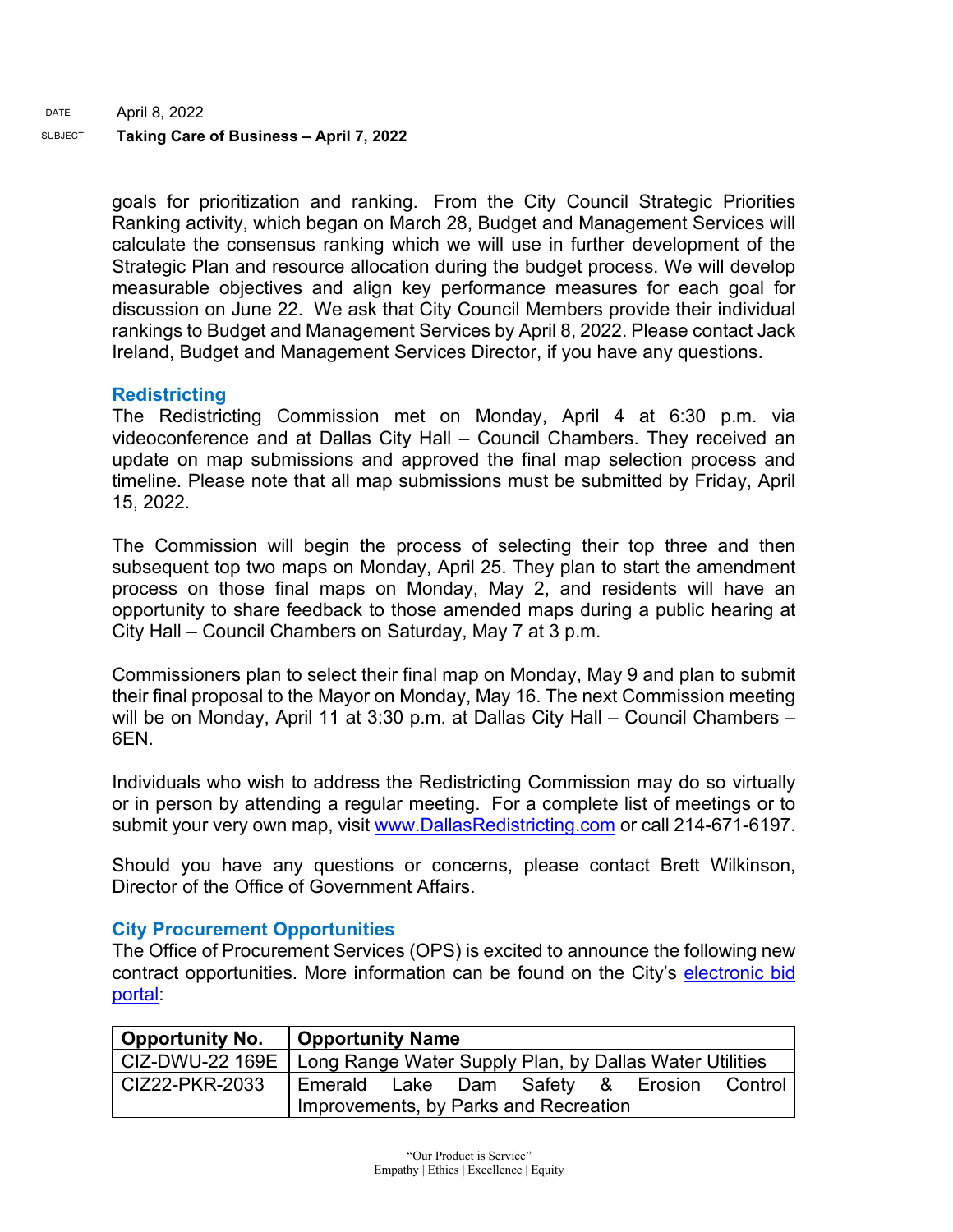goals for prioritization and ranking. From the City Council Strategic Priorities Ranking activity, which began on March 28, Budget and Management Services will calculate the consensus ranking which we will use in further development of the Strategic Plan and resource allocation during the budget process. We will develop measurable objectives and align key performance measures for each goal for discussion on June 22. We ask that City Council Members provide their individual rankings to Budget and Management Services by April 8, 2022. Please contact Jack Ireland, Budget and Management Services Director, if you have any questions.

### Redistricting

The Redistricting Commission met on Monday, April 4 at 6:30 p.m. via videoconference and at Dallas City Hall – Council Chambers. They received an update on map submissions and approved the final map selection process and timeline. Please note that all map submissions must be submitted by Friday, April 15, 2022.

The Commission will begin the process of selecting their top three and then subsequent top two maps on Monday, April 25. They plan to start the amendment process on those final maps on Monday, May 2, and residents will have an opportunity to share feedback to those amended maps during a public hearing at City Hall – Council Chambers on Saturday, May 7 at 3 p.m.

Commissioners plan to select their final map on Monday, May 9 and plan to submit their final proposal to the Mayor on Monday, May 16. The next Commission meeting will be on Monday, April 11 at 3:30 p.m. at Dallas City Hall – Council Chambers – 6EN.

Individuals who wish to address the Redistricting Commission may do so virtually or in person by attending a regular meeting. For a complete list of meetings or to submit your very own map, visit [www.DallasRedistricting.com](http://www.DallasRedistricting.com) or call 214-671-6197.

Should you have any questions or concerns, please contact Brett Wilkinson, Director of the Office of Government Affairs.

### City Procurement Opportunities

The Office of Procurement Services (OPS) is excited to announce the following new contract opportunities. More information can be found on the City's electronic bid portal:

| Opportunity No. | Opportunity Name |
|---|---|
| CIZ-DWU-22 169E | Long Range Water Supply Plan, by Dallas Water Utilities |
| CIZ22-PKR-2033 | Emerald Lake Dam Safety & Erosion Control Improvements, by Parks and Recreation |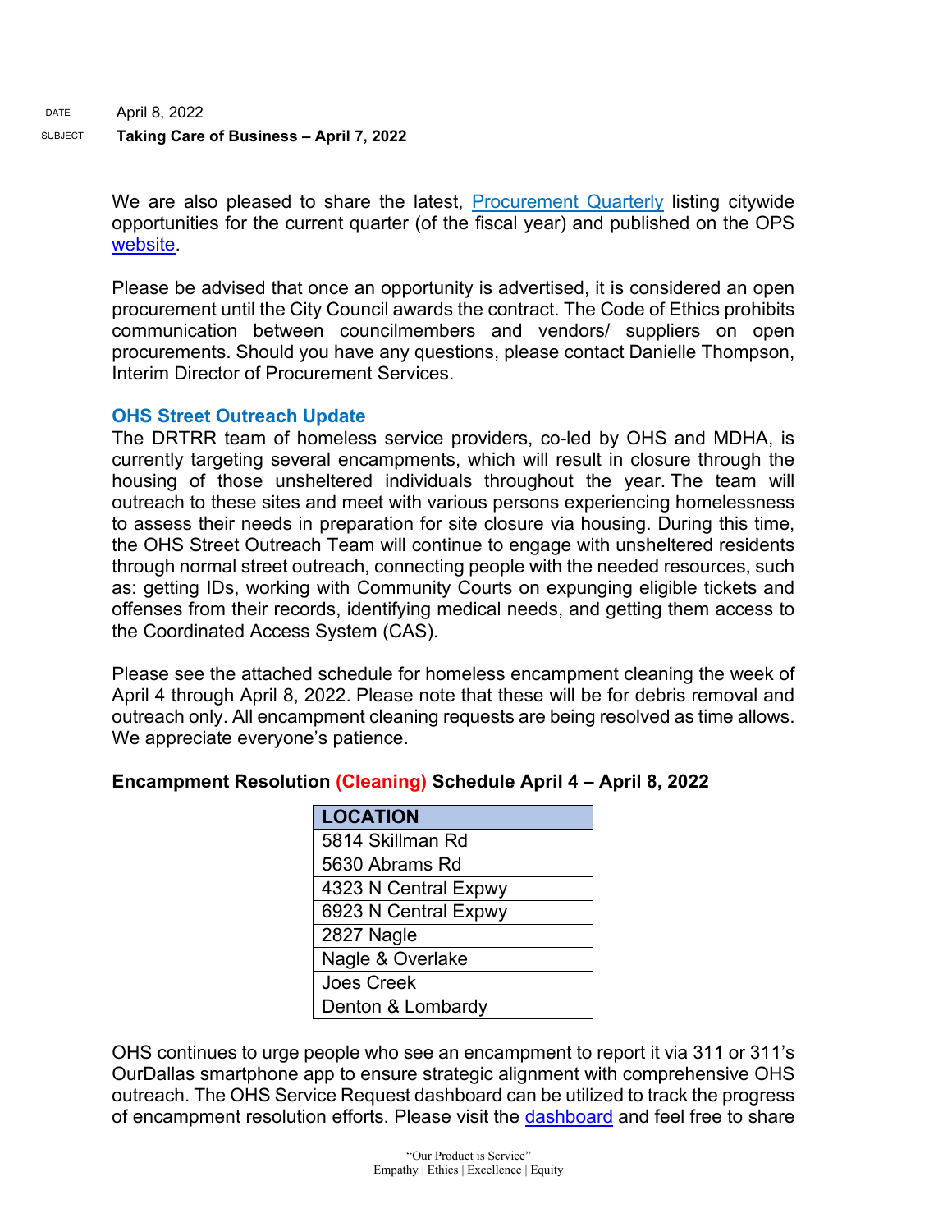DATE April 8, 2022

SUBJECT **Taking Care of Business – April 7, 2022**

We are also pleased to share the latest, [Procurement Quarterly]() listing citywide opportunities for the current quarter (of the fiscal year) and published on the OPS [website]().

Please be advised that once an opportunity is advertised, it is considered an open procurement until the City Council awards the contract. The Code of Ethics prohibits communication between councilmembers and vendors/ suppliers on open procurements. Should you have any questions, please contact Danielle Thompson, Interim Director of Procurement Services.

### OHS Street Outreach Update

The DRTRR team of homeless service providers, co-led by OHS and MDHA, is currently targeting several encampments, which will result in closure through the housing of those unsheltered individuals throughout the year. The team will outreach to these sites and meet with various persons experiencing homelessness to assess their needs in preparation for site closure via housing. During this time, the OHS Street Outreach Team will continue to engage with unsheltered residents through normal street outreach, connecting people with the needed resources, such as: getting IDs, working with Community Courts on expunging eligible tickets and offenses from their records, identifying medical needs, and getting them access to the Coordinated Access System (CAS).

Please see the attached schedule for homeless encampment cleaning the week of April 4 through April 8, 2022. Please note that these will be for debris removal and outreach only. All encampment cleaning requests are being resolved as time allows. We appreciate everyone's patience.

**Encampment Resolution (Cleaning) Schedule April 4 – April 8, 2022**

| LOCATION |
| --- |
| 5814 Skillman Rd |
| 5630 Abrams Rd |
| 4323 N Central Expwy |
| 6923 N Central Expwy |
| 2827 Nagle |
| Nagle & Overlake |
| Joes Creek |
| Denton & Lombardy |

OHS continues to urge people who see an encampment to report it via 311 or 311's OurDallas smartphone app to ensure strategic alignment with comprehensive OHS outreach. The OHS Service Request dashboard can be utilized to track the progress of encampment resolution efforts. Please visit the [dashboard]() and feel free to share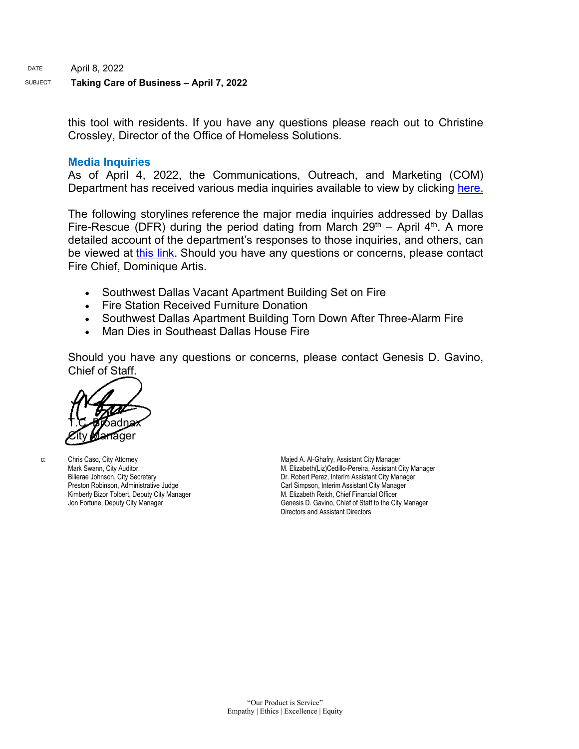DATE April 8, 2022

SUBJECT **Taking Care of Business – April 7, 2022**

this tool with residents. If you have any questions please reach out to Christine Crossley, Director of the Office of Homeless Solutions.

## Media Inquiries

As of April 4, 2022, the Communications, Outreach, and Marketing (COM) Department has received various media inquiries available to view by clicking here.

The following storylines reference the major media inquiries addressed by Dallas Fire-Rescue (DFR) during the period dating from March 29th – April 4th. A more detailed account of the department's responses to those inquiries, and others, can be viewed at this link. Should you have any questions or concerns, please contact Fire Chief, Dominique Artis.

- Southwest Dallas Vacant Apartment Building Set on Fire
- Fire Station Received Furniture Donation
- Southwest Dallas Apartment Building Torn Down After Three-Alarm Fire
- Man Dies in Southeast Dallas House Fire

Should you have any questions or concerns, please contact Genesis D. Gavino, Chief of Staff.

T.C. Broadnax
City Manager

c:
Chris Caso, City Attorney
Mark Swann, City Auditor
Bilierae Johnson, City Secretary
Preston Robinson, Administrative Judge
Kimberly Bizor Tolbert, Deputy City Manager
Jon Fortune, Deputy City Manager
Majed A. Al-Ghafry, Assistant City Manager
M. Elizabeth(Liz)Cedillo-Pereira, Assistant City Manager
Dr. Robert Perez, Interim Assistant City Manager
Carl Simpson, Interim Assistant City Manager
M. Elizabeth Reich, Chief Financial Officer
Genesis D. Gavino, Chief of Staff to the City Manager
Directors and Assistant Directors

"Our Product is Service"
Empathy | Ethics | Excellence | Equity